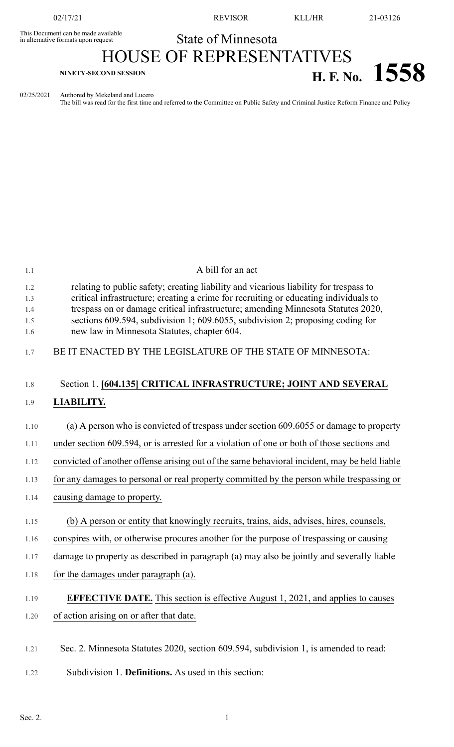This Document can be made available in alternative formats upon request

State of Minnesota

# HOUSE OF REPRESENTATIVES

**NINETY-SECOND SESSION**

# H. F. No. 1558

02/25/2021 Authored by Mekeland and Lucero

The bill was read for the first time and referred to the Committee on Public Safety and Criminal Justice Reform Finance and Policy

A bill for an act

relating to public safety; creating liability and vicarious liability for trespass to critical infrastructure; creating a crime for recruiting or educating individuals to trespass on or damage critical infrastructure; amending Minnesota Statutes 2020, sections 609.594, subdivision 1; 609.6055, subdivision 2; proposing coding for new law in Minnesota Statutes, chapter 604.

BE IT ENACTED BY THE LEGISLATURE OF THE STATE OF MINNESOTA:

Section 1. **[604.135] CRITICAL INFRASTRUCTURE; JOINT AND SEVERAL LIABILITY.**

(a) A person who is convicted of trespass under section 609.6055 or damage to property under section 609.594, or is arrested for a violation of one or both of those sections and convicted of another offense arising out of the same behavioral incident, may be held liable for any damages to personal or real property committed by the person while trespassing or causing damage to property.

(b) A person or entity that knowingly recruits, trains, aids, advises, hires, counsels, conspires with, or otherwise procures another for the purpose of trespassing or causing damage to property as described in paragraph (a) may also be jointly and severally liable for the damages under paragraph (a).

**EFFECTIVE DATE.** This section is effective August 1, 2021, and applies to causes of action arising on or after that date.

Sec. 2. Minnesota Statutes 2020, section 609.594, subdivision 1, is amended to read:

Subdivision 1. **Definitions.** As used in this section: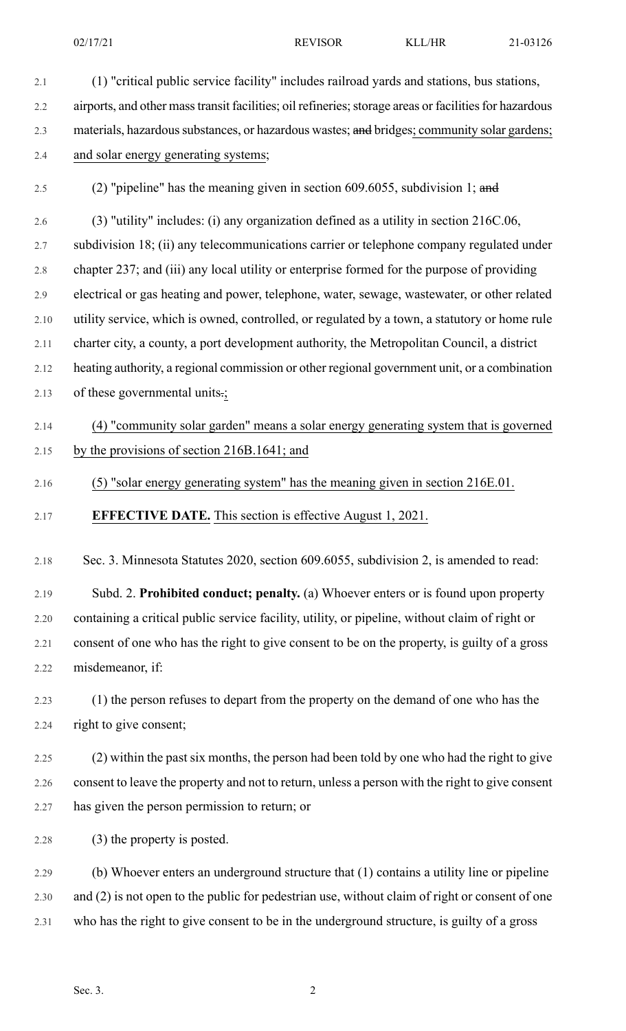(1) "critical public service facility" includes railroad yards and stations, bus stations, airports, and other mass transit facilities; oil refineries; storage areas or facilities for hazardous materials, hazardous substances, or hazardous wastes; ~~and~~ bridges; community solar gardens; and solar energy generating systems;

(2) "pipeline" has the meaning given in section 609.6055, subdivision 1; ~~and~~

(3) "utility" includes: (i) any organization defined as a utility in section 216C.06, subdivision 18; (ii) any telecommunications carrier or telephone company regulated under chapter 237; and (iii) any local utility or enterprise formed for the purpose of providing electrical or gas heating and power, telephone, water, sewage, wastewater, or other related utility service, which is owned, controlled, or regulated by a town, a statutory or home rule charter city, a county, a port development authority, the Metropolitan Council, a district heating authority, a regional commission or other regional government unit, or a combination of these governmental units~~.~~;

(4) "community solar garden" means a solar energy generating system that is governed by the provisions of section 216B.1641; and

(5) "solar energy generating system" has the meaning given in section 216E.01.

**EFFECTIVE DATE.** This section is effective August 1, 2021.

Sec. 3. Minnesota Statutes 2020, section 609.6055, subdivision 2, is amended to read:

Subd. 2. **Prohibited conduct; penalty.** (a) Whoever enters or is found upon property containing a critical public service facility, utility, or pipeline, without claim of right or consent of one who has the right to give consent to be on the property, is guilty of a gross misdemeanor, if:

(1) the person refuses to depart from the property on the demand of one who has the right to give consent;

(2) within the past six months, the person had been told by one who had the right to give consent to leave the property and not to return, unless a person with the right to give consent has given the person permission to return; or

(3) the property is posted.

(b) Whoever enters an underground structure that (1) contains a utility line or pipeline and (2) is not open to the public for pedestrian use, without claim of right or consent of one who has the right to give consent to be in the underground structure, is guilty of a gross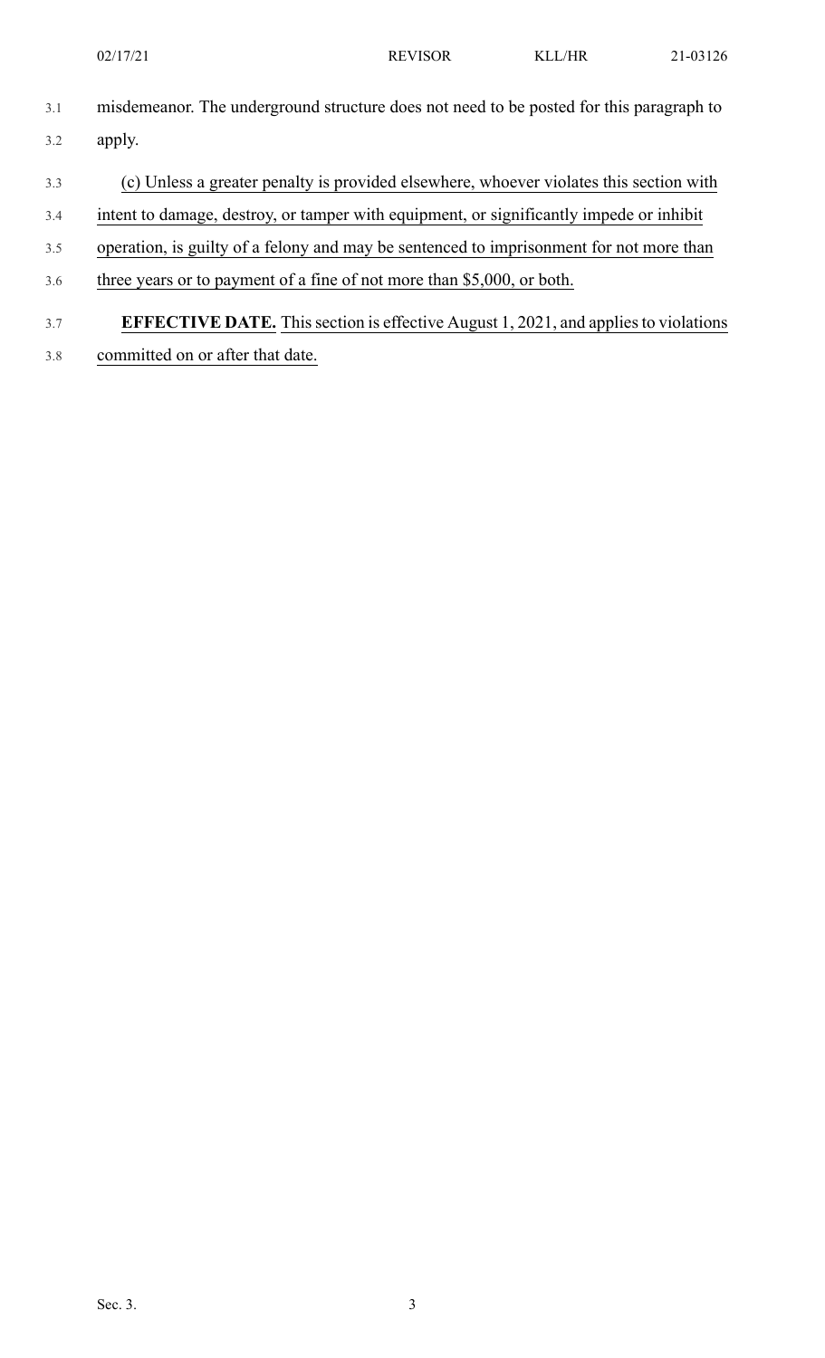misdemeanor. The underground structure does not need to be posted for this paragraph to apply.

(c) Unless a greater penalty is provided elsewhere, whoever violates this section with intent to damage, destroy, or tamper with equipment, or significantly impede or inhibit operation, is guilty of a felony and may be sentenced to imprisonment for not more than three years or to payment of a fine of not more than $5,000, or both.

**EFFECTIVE DATE.** This section is effective August 1, 2021, and applies to violations committed on or after that date.